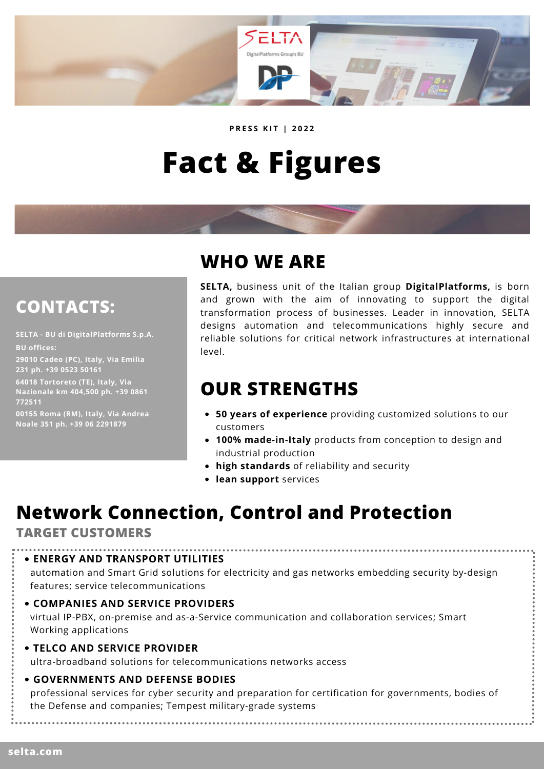PRESS KIT | 2022

# Fact & Figures

## WHO WE ARE

**SELTA,** business unit of the Italian group **DigitalPlatforms,** is born and grown with the aim of innovating to support the digital transformation process of businesses. Leader in innovation, SELTA designs automation and telecommunications highly secure and reliable solutions for critical network infrastructures at international level.

## CONTACTS:

**SELTA - BU di DigitalPlatforms S.p.A.**

**BU offices:**

**29010 Cadeo (PC), Italy, Via Emilia 231 ph. +39 0523 50161**

**64018 Tortoreto (TE), Italy, Via Nazionale km 404,500 ph. +39 0861 772511**

**00155 Roma (RM), Italy, Via Andrea Noale 351 ph. +39 06 2291879**

## OUR STRENGTHS

- **50 years of experience** providing customized solutions to our customers
- **100% made-in-Italy** products from conception to design and industrial production
- **high standards** of reliability and security
- **lean support** services

## Network Connection, Control and Protection

### TARGET CUSTOMERS

- **ENERGY AND TRANSPORT UTILITIES**
  automation and Smart Grid solutions for electricity and gas networks embedding security by-design features; service telecommunications
- **COMPANIES AND SERVICE PROVIDERS**
  virtual IP-PBX, on-premise and as-a-Service communication and collaboration services; Smart Working applications
- **TELCO AND SERVICE PROVIDER**
  ultra-broadband solutions for telecommunications networks access
- **GOVERNMENTS AND DEFENSE BODIES**
  professional services for cyber security and preparation for certification for governments, bodies of the Defense and companies; Tempest military-grade systems

selta.com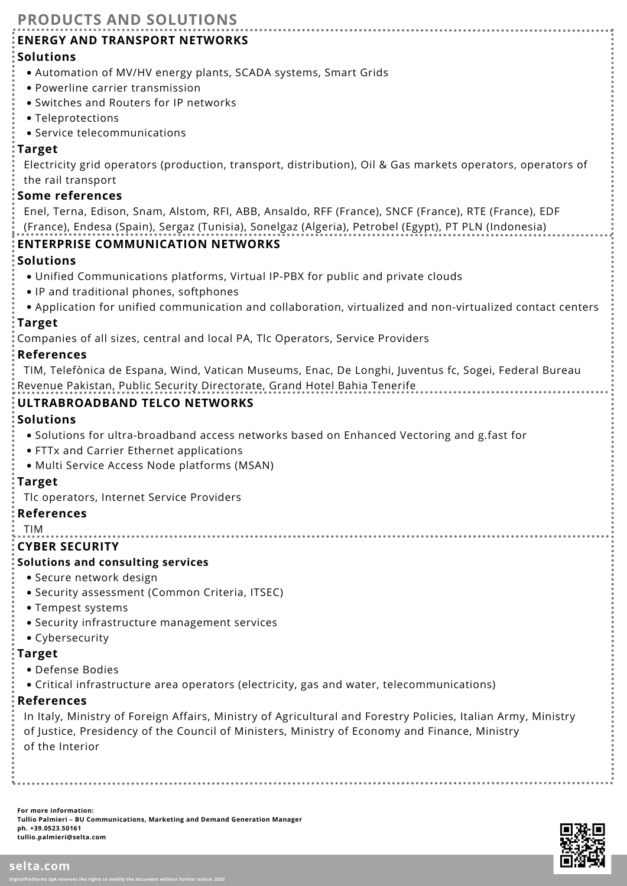# PRODUCTS AND SOLUTIONS

## ENERGY AND TRANSPORT NETWORKS

### Solutions

- Automation of MV/HV energy plants, SCADA systems, Smart Grids
- Powerline carrier transmission
- Switches and Routers for IP networks
- Teleprotections
- Service telecommunications

### Target

Electricity grid operators (production, transport, distribution), Oil & Gas markets operators, operators of the rail transport

### Some references

Enel, Terna, Edison, Snam, Alstom, RFI, ABB, Ansaldo, RFF (France), SNCF (France), RTE (France), EDF (France), Endesa (Spain), Sergaz (Tunisia), Sonelgaz (Algeria), Petrobel (Egypt), PT PLN (Indonesia)

## ENTERPRISE COMMUNICATION NETWORKS

### Solutions

- Unified Communications platforms, Virtual IP-PBX for public and private clouds
- IP and traditional phones, softphones
- Application for unified communication and collaboration, virtualized and non-virtualized contact centers

### Target

Companies of all sizes, central and local PA, Tlc Operators, Service Providers

### References

TIM, Telefònica de Espana, Wind, Vatican Museums, Enac, De Longhi, Juventus fc, Sogei, Federal Bureau Revenue Pakistan, Public Security Directorate, Grand Hotel Bahia Tenerife

## ULTRABROADBAND TELCO NETWORKS

### Solutions

- Solutions for ultra-broadband access networks based on Enhanced Vectoring and g.fast for
- FTTx and Carrier Ethernet applications
- Multi Service Access Node platforms (MSAN)

### Target

Tlc operators, Internet Service Providers

### References

TIM

## CYBER SECURITY

### Solutions and consulting services

- Secure network design
- Security assessment (Common Criteria, ITSEC)
- Tempest systems
- Security infrastructure management services
- Cybersecurity

### Target

- Defense Bodies
- Critical infrastructure area operators (electricity, gas and water, telecommunications)

### References

In Italy, Ministry of Foreign Affairs, Ministry of Agricultural and Forestry Policies, Italian Army, Ministry of Justice, Presidency of the Council of Ministers, Ministry of Economy and Finance, Ministry of the Interior

**For more information:**
**Tullio Palmieri – BU Communications, Marketing and Demand Generation Manager**
**ph. +39.0523.50161**
**tullio.palmieri@selta.com**

**selta.com**

DigitalPlatforms SpA reserves the rights to modify the document without further notice. 2022